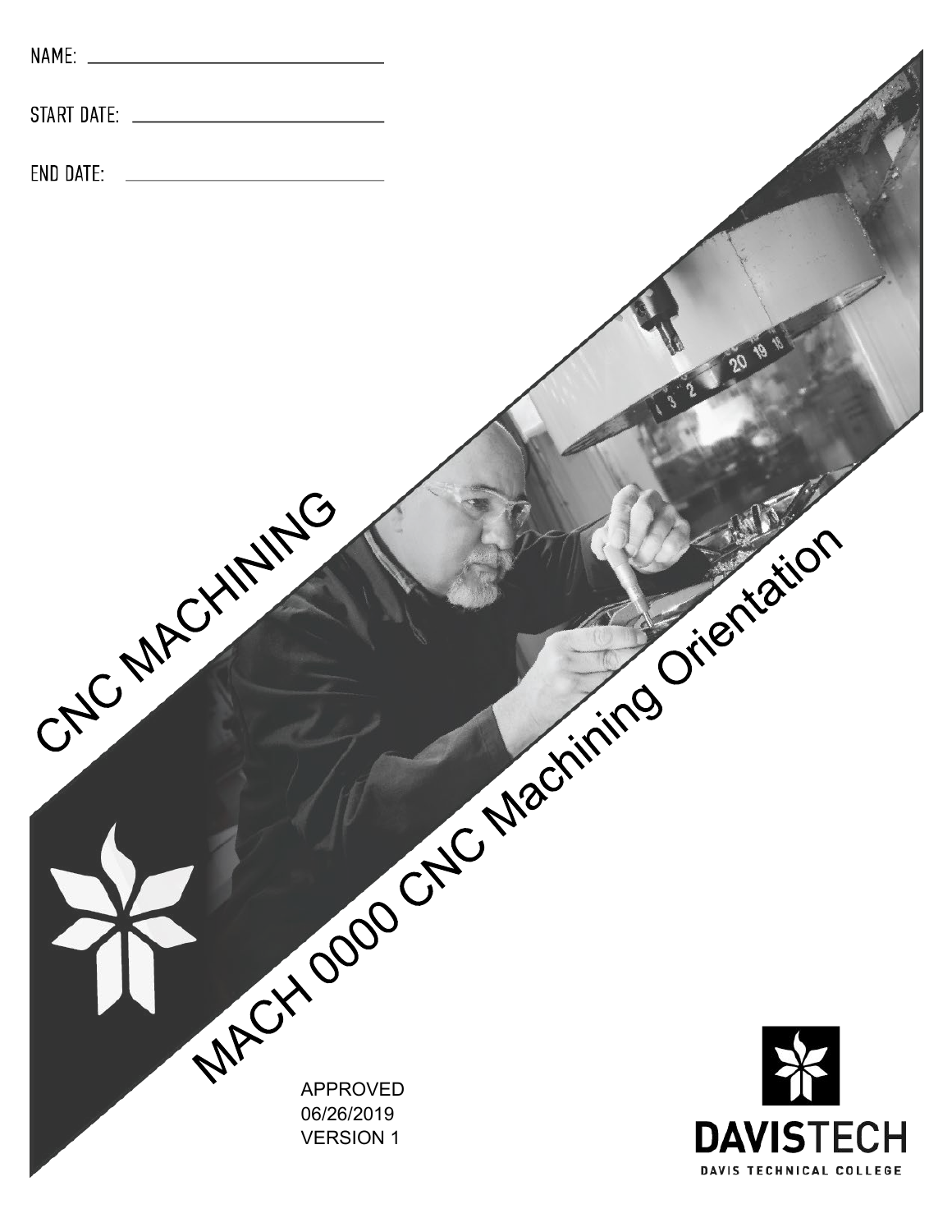NAME: ______________________________

START DATE: ______________________________

END DATE: ______________________________

# CNC MACHINING

## MACH 0000 CNC Machining Orientation

APPROVED
06/26/2019
VERSION 1

DAVISTECH
DAVIS TECHNICAL COLLEGE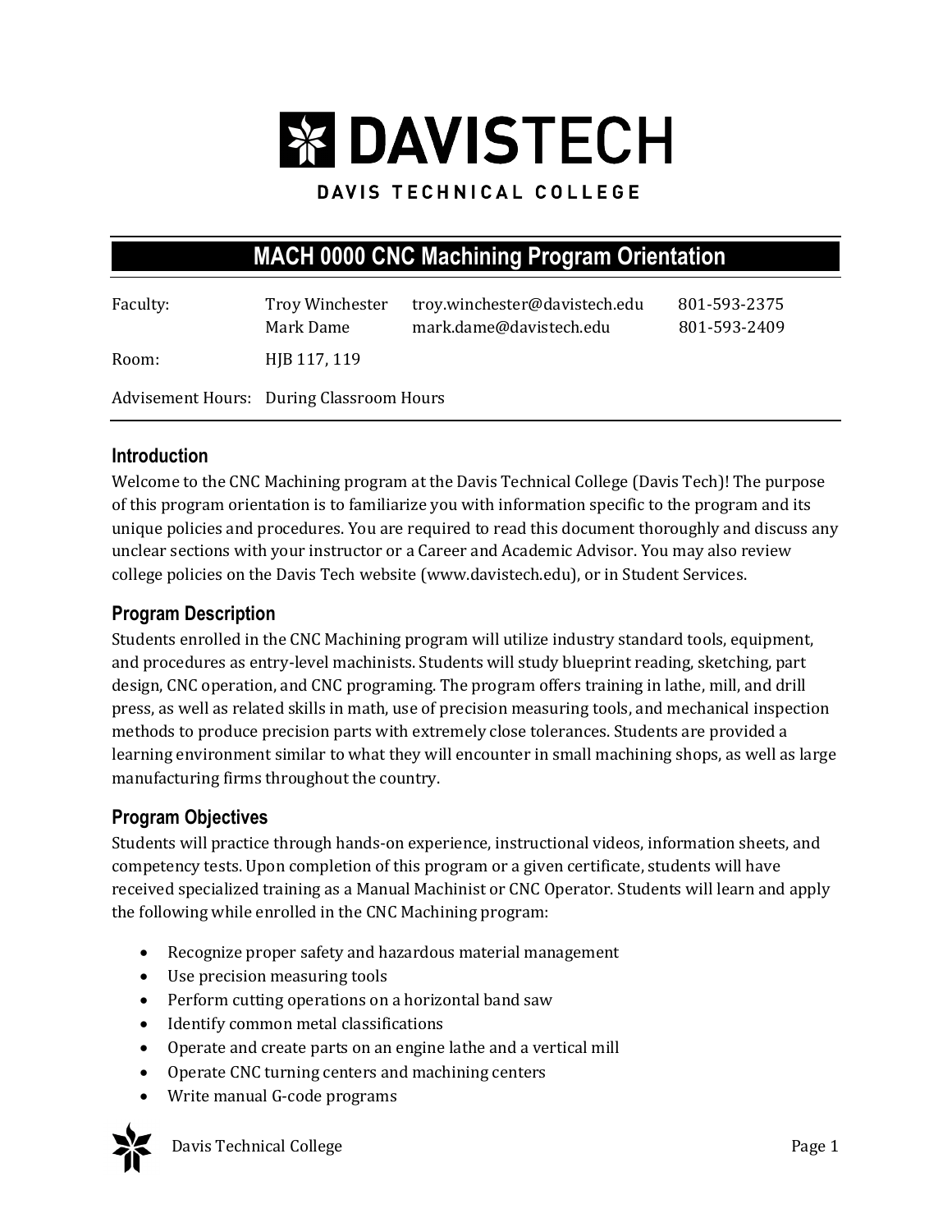# DAVISTECH

DAVIS TECHNICAL COLLEGE

## MACH 0000 CNC Machining Program Orientation

| | | | |
|---|---|---|---|
| Faculty: | Troy Winchester | troy.winchester@davistech.edu | 801-593-2375 |
| | Mark Dame | mark.dame@davistech.edu | 801-593-2409 |
| Room: | HJB 117, 119 | | |
| Advisement Hours: | During Classroom Hours | | |

### Introduction

Welcome to the CNC Machining program at the Davis Technical College (Davis Tech)! The purpose of this program orientation is to familiarize you with information specific to the program and its unique policies and procedures. You are required to read this document thoroughly and discuss any unclear sections with your instructor or a Career and Academic Advisor. You may also review college policies on the Davis Tech website (www.davistech.edu), or in Student Services.

### Program Description

Students enrolled in the CNC Machining program will utilize industry standard tools, equipment, and procedures as entry-level machinists. Students will study blueprint reading, sketching, part design, CNC operation, and CNC programing. The program offers training in lathe, mill, and drill press, as well as related skills in math, use of precision measuring tools, and mechanical inspection methods to produce precision parts with extremely close tolerances. Students are provided a learning environment similar to what they will encounter in small machining shops, as well as large manufacturing firms throughout the country.

### Program Objectives

Students will practice through hands-on experience, instructional videos, information sheets, and competency tests. Upon completion of this program or a given certificate, students will have received specialized training as a Manual Machinist or CNC Operator. Students will learn and apply the following while enrolled in the CNC Machining program:

- Recognize proper safety and hazardous material management
- Use precision measuring tools
- Perform cutting operations on a horizontal band saw
- Identify common metal classifications
- Operate and create parts on an engine lathe and a vertical mill
- Operate CNC turning centers and machining centers
- Write manual G-code programs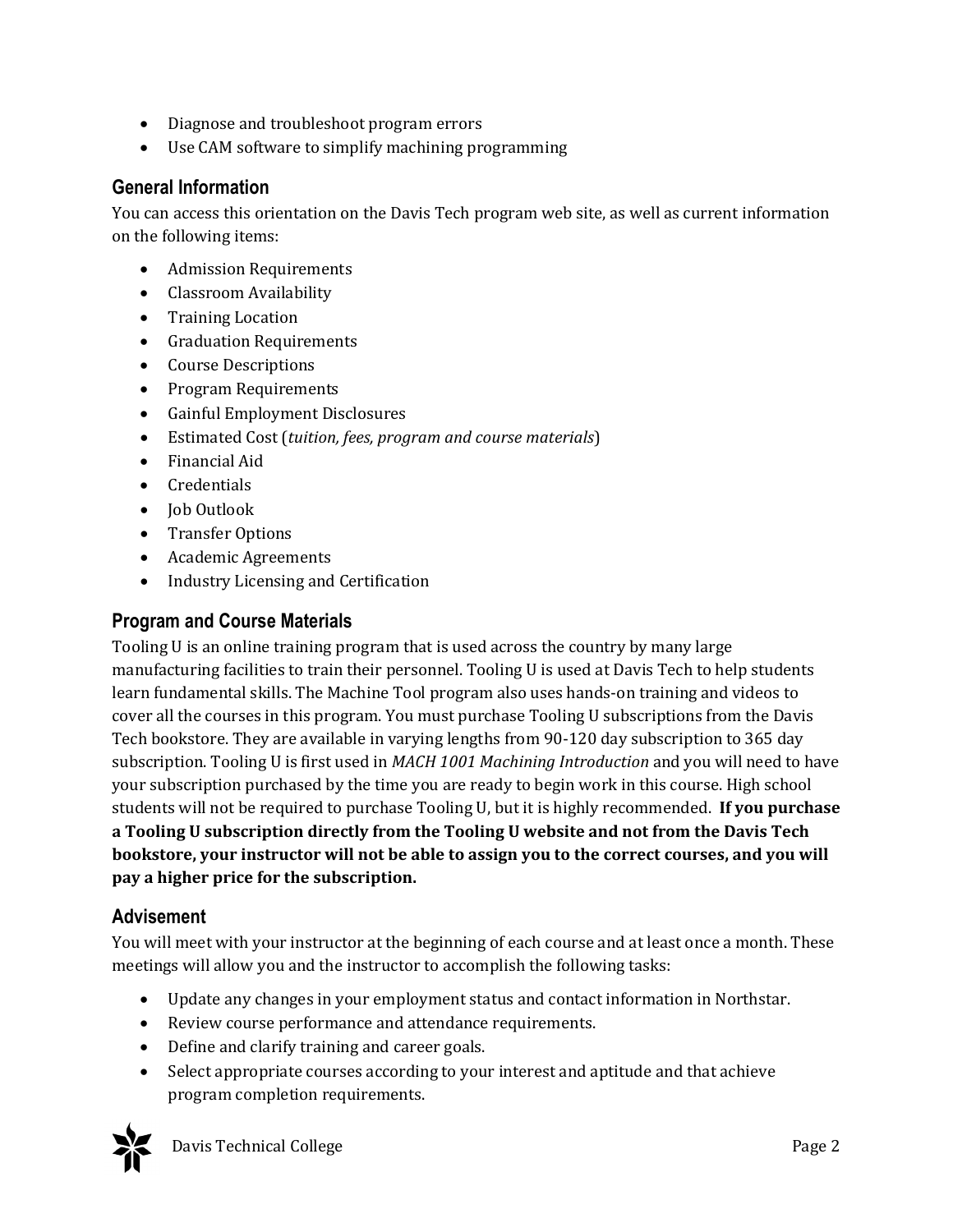- Diagnose and troubleshoot program errors
- Use CAM software to simplify machining programming

## General Information

You can access this orientation on the Davis Tech program web site, as well as current information on the following items:

- Admission Requirements
- Classroom Availability
- Training Location
- Graduation Requirements
- Course Descriptions
- Program Requirements
- Gainful Employment Disclosures
- Estimated Cost (*tuition, fees, program and course materials*)
- Financial Aid
- Credentials
- Job Outlook
- Transfer Options
- Academic Agreements
- Industry Licensing and Certification

## Program and Course Materials

Tooling U is an online training program that is used across the country by many large manufacturing facilities to train their personnel. Tooling U is used at Davis Tech to help students learn fundamental skills. The Machine Tool program also uses hands-on training and videos to cover all the courses in this program. You must purchase Tooling U subscriptions from the Davis Tech bookstore. They are available in varying lengths from 90-120 day subscription to 365 day subscription. Tooling U is first used in *MACH 1001 Machining Introduction* and you will need to have your subscription purchased by the time you are ready to begin work in this course. High school students will not be required to purchase Tooling U, but it is highly recommended. **If you purchase a Tooling U subscription directly from the Tooling U website and not from the Davis Tech bookstore, your instructor will not be able to assign you to the correct courses, and you will pay a higher price for the subscription.**

## Advisement

You will meet with your instructor at the beginning of each course and at least once a month. These meetings will allow you and the instructor to accomplish the following tasks:

- Update any changes in your employment status and contact information in Northstar.
- Review course performance and attendance requirements.
- Define and clarify training and career goals.
- Select appropriate courses according to your interest and aptitude and that achieve program completion requirements.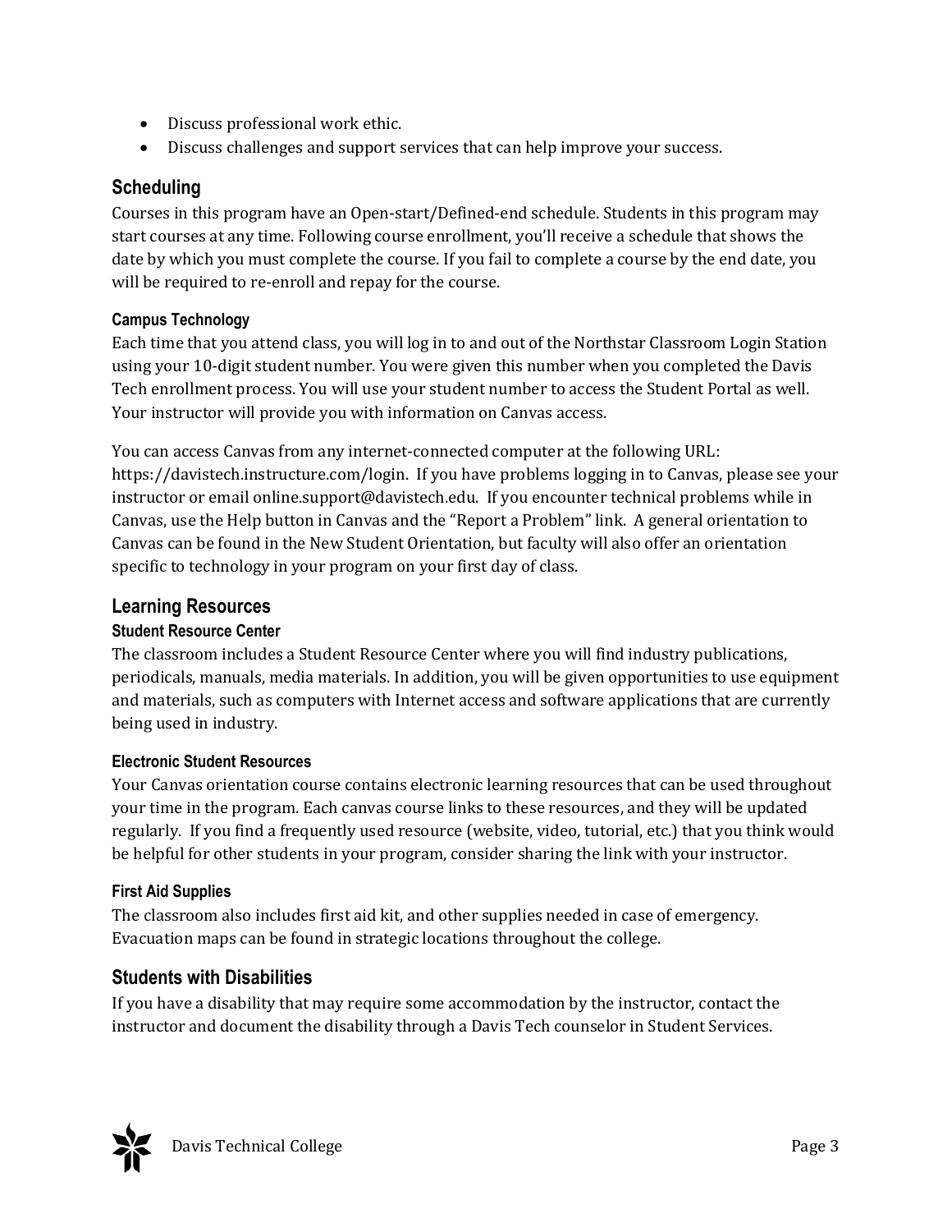- Discuss professional work ethic.
- Discuss challenges and support services that can help improve your success.

## Scheduling

Courses in this program have an Open-start/Defined-end schedule. Students in this program may start courses at any time. Following course enrollment, you'll receive a schedule that shows the date by which you must complete the course. If you fail to complete a course by the end date, you will be required to re-enroll and repay for the course.

### Campus Technology

Each time that you attend class, you will log in to and out of the Northstar Classroom Login Station using your 10-digit student number. You were given this number when you completed the Davis Tech enrollment process. You will use your student number to access the Student Portal as well. Your instructor will provide you with information on Canvas access.

You can access Canvas from any internet-connected computer at the following URL: https://davistech.instructure.com/login. If you have problems logging in to Canvas, please see your instructor or email online.support@davistech.edu. If you encounter technical problems while in Canvas, use the Help button in Canvas and the "Report a Problem" link. A general orientation to Canvas can be found in the New Student Orientation, but faculty will also offer an orientation specific to technology in your program on your first day of class.

## Learning Resources

### Student Resource Center

The classroom includes a Student Resource Center where you will find industry publications, periodicals, manuals, media materials. In addition, you will be given opportunities to use equipment and materials, such as computers with Internet access and software applications that are currently being used in industry.

### Electronic Student Resources

Your Canvas orientation course contains electronic learning resources that can be used throughout your time in the program. Each canvas course links to these resources, and they will be updated regularly. If you find a frequently used resource (website, video, tutorial, etc.) that you think would be helpful for other students in your program, consider sharing the link with your instructor.

### First Aid Supplies

The classroom also includes first aid kit, and other supplies needed in case of emergency. Evacuation maps can be found in strategic locations throughout the college.

## Students with Disabilities

If you have a disability that may require some accommodation by the instructor, contact the instructor and document the disability through a Davis Tech counselor in Student Services.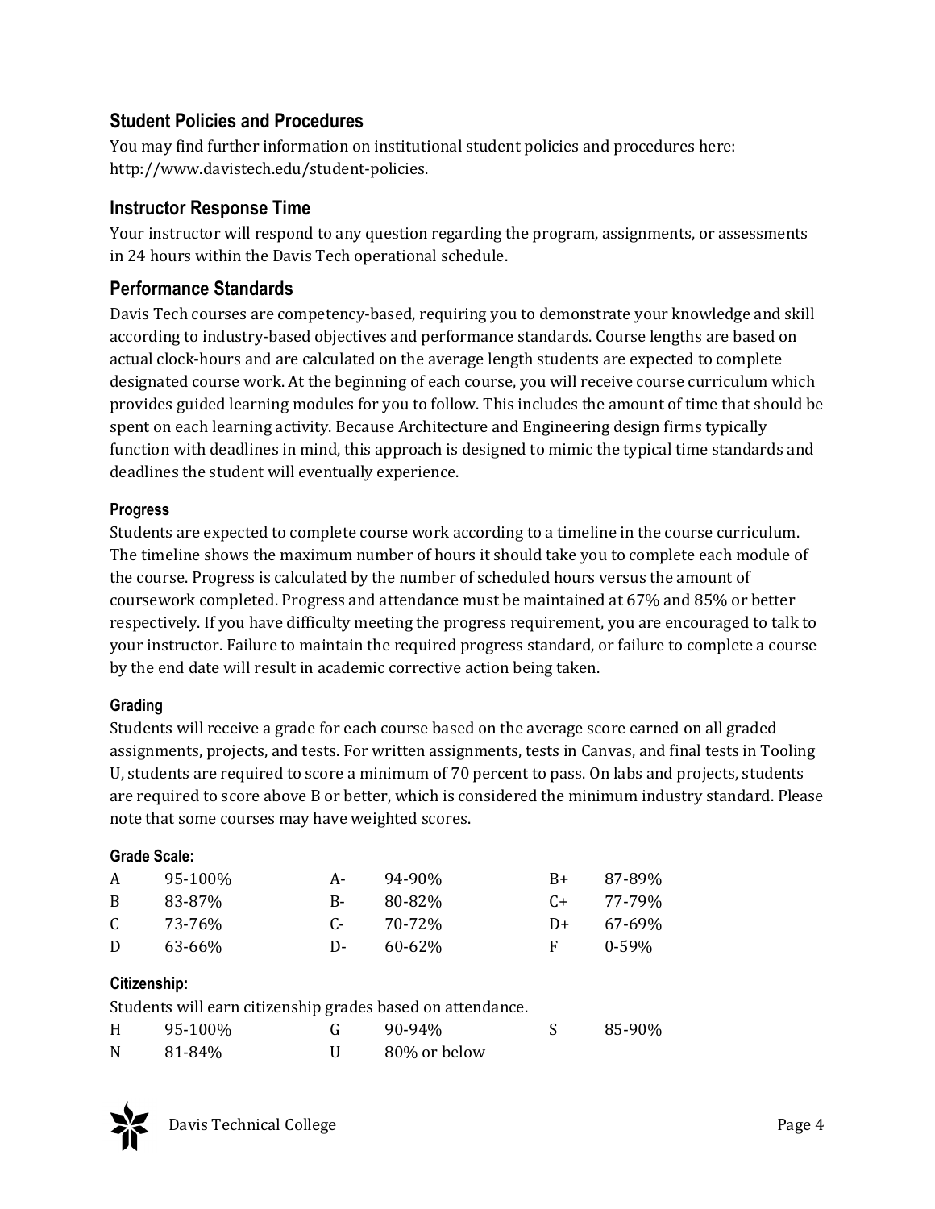## Student Policies and Procedures

You may find further information on institutional student policies and procedures here: http://www.davistech.edu/student-policies.

## Instructor Response Time

Your instructor will respond to any question regarding the program, assignments, or assessments in 24 hours within the Davis Tech operational schedule.

## Performance Standards

Davis Tech courses are competency-based, requiring you to demonstrate your knowledge and skill according to industry-based objectives and performance standards. Course lengths are based on actual clock-hours and are calculated on the average length students are expected to complete designated course work. At the beginning of each course, you will receive course curriculum which provides guided learning modules for you to follow. This includes the amount of time that should be spent on each learning activity. Because Architecture and Engineering design firms typically function with deadlines in mind, this approach is designed to mimic the typical time standards and deadlines the student will eventually experience.

### Progress

Students are expected to complete course work according to a timeline in the course curriculum. The timeline shows the maximum number of hours it should take you to complete each module of the course. Progress is calculated by the number of scheduled hours versus the amount of coursework completed. Progress and attendance must be maintained at 67% and 85% or better respectively. If you have difficulty meeting the progress requirement, you are encouraged to talk to your instructor. Failure to maintain the required progress standard, or failure to complete a course by the end date will result in academic corrective action being taken.

### Grading

Students will receive a grade for each course based on the average score earned on all graded assignments, projects, and tests. For written assignments, tests in Canvas, and final tests in Tooling U, students are required to score a minimum of 70 percent to pass. On labs and projects, students are required to score above B or better, which is considered the minimum industry standard. Please note that some courses may have weighted scores.

#### Grade Scale:

| | | | | | |
|---|---|---|---|---|---|
| A | 95-100% | A- | 94-90% | B+ | 87-89% |
| B | 83-87% | B- | 80-82% | C+ | 77-79% |
| C | 73-76% | C- | 70-72% | D+ | 67-69% |
| D | 63-66% | D- | 60-62% | F | 0-59% |

#### Citizenship:

Students will earn citizenship grades based on attendance.

| | | | | | |
|---|---|---|---|---|---|
| H | 95-100% | G | 90-94% | S | 85-90% |
| N | 81-84% | U | 80% or below | | |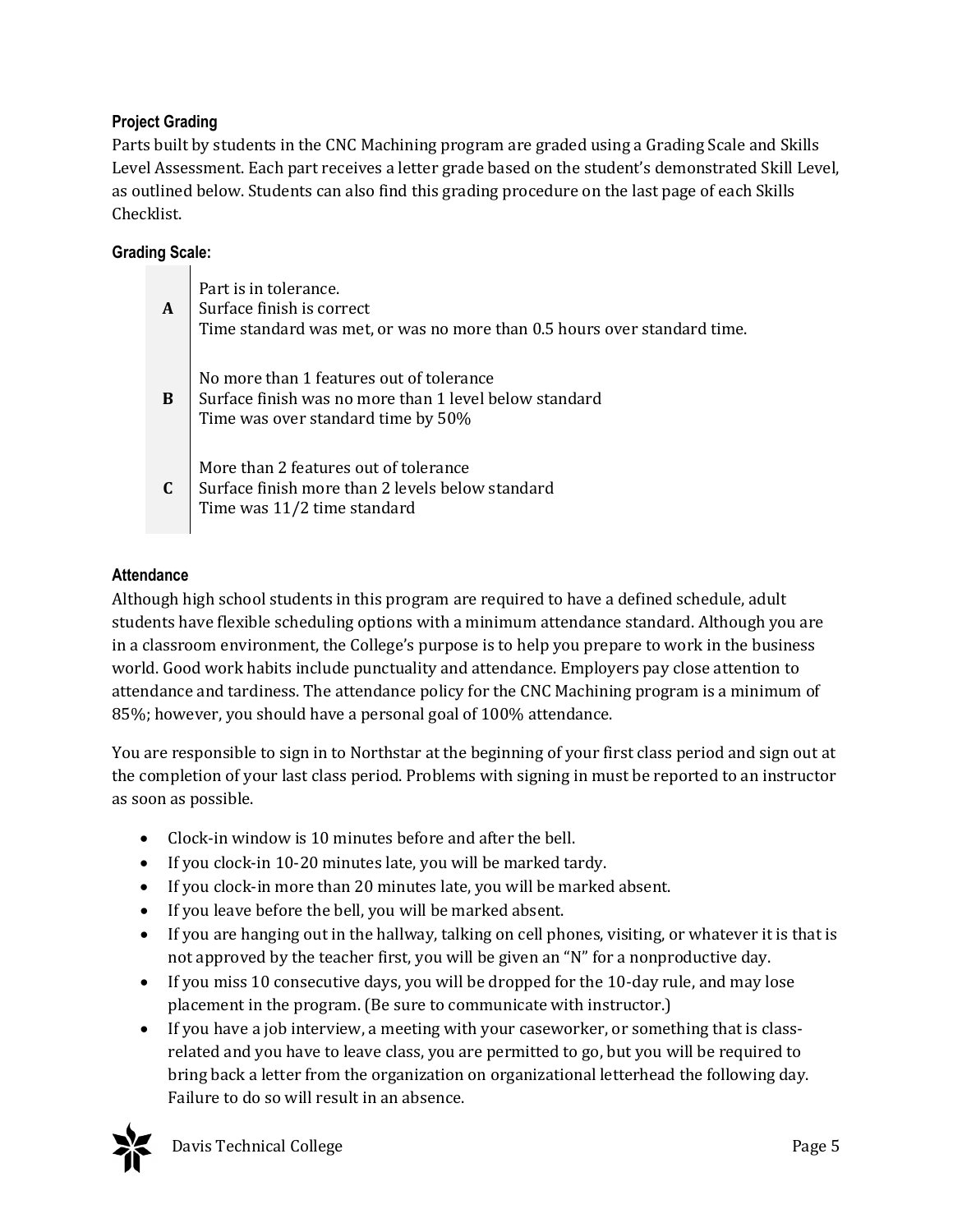### Project Grading

Parts built by students in the CNC Machining program are graded using a Grading Scale and Skills Level Assessment. Each part receives a letter grade based on the student's demonstrated Skill Level, as outlined below. Students can also find this grading procedure on the last page of each Skills Checklist.

### Grading Scale:

| | |
|---|---|
| **A** | Part is in tolerance.<br>Surface finish is correct<br>Time standard was met, or was no more than 0.5 hours over standard time. |
| **B** | No more than 1 features out of tolerance<br>Surface finish was no more than 1 level below standard<br>Time was over standard time by 50% |
| **C** | More than 2 features out of tolerance<br>Surface finish more than 2 levels below standard<br>Time was 11/2 time standard |

### Attendance

Although high school students in this program are required to have a defined schedule, adult students have flexible scheduling options with a minimum attendance standard. Although you are in a classroom environment, the College's purpose is to help you prepare to work in the business world. Good work habits include punctuality and attendance. Employers pay close attention to attendance and tardiness. The attendance policy for the CNC Machining program is a minimum of 85%; however, you should have a personal goal of 100% attendance.

You are responsible to sign in to Northstar at the beginning of your first class period and sign out at the completion of your last class period. Problems with signing in must be reported to an instructor as soon as possible.

- Clock-in window is 10 minutes before and after the bell.
- If you clock-in 10-20 minutes late, you will be marked tardy.
- If you clock-in more than 20 minutes late, you will be marked absent.
- If you leave before the bell, you will be marked absent.
- If you are hanging out in the hallway, talking on cell phones, visiting, or whatever it is that is not approved by the teacher first, you will be given an "N" for a nonproductive day.
- If you miss 10 consecutive days, you will be dropped for the 10-day rule, and may lose placement in the program. (Be sure to communicate with instructor.)
- If you have a job interview, a meeting with your caseworker, or something that is class-related and you have to leave class, you are permitted to go, but you will be required to bring back a letter from the organization on organizational letterhead the following day. Failure to do so will result in an absence.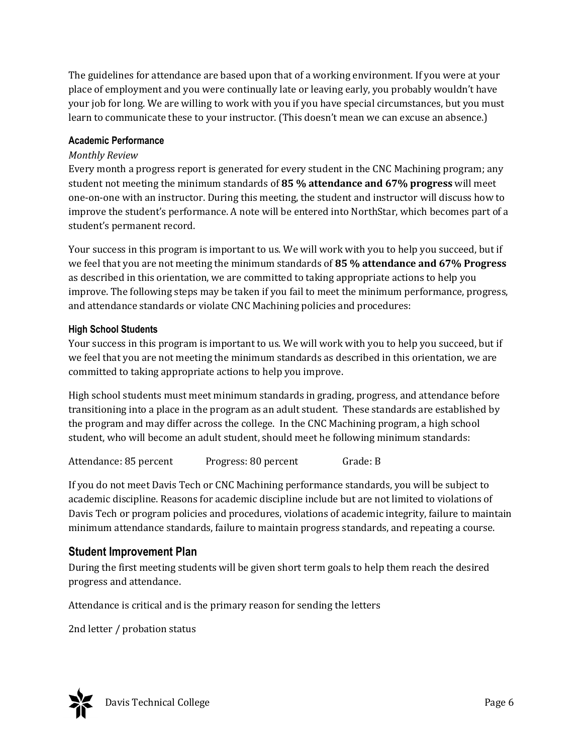The guidelines for attendance are based upon that of a working environment. If you were at your place of employment and you were continually late or leaving early, you probably wouldn't have your job for long. We are willing to work with you if you have special circumstances, but you must learn to communicate these to your instructor. (This doesn't mean we can excuse an absence.)

### Academic Performance

*Monthly Review*

Every month a progress report is generated for every student in the CNC Machining program; any student not meeting the minimum standards of **85 % attendance and 67% progress** will meet one-on-one with an instructor. During this meeting, the student and instructor will discuss how to improve the student's performance. A note will be entered into NorthStar, which becomes part of a student's permanent record.

Your success in this program is important to us. We will work with you to help you succeed, but if we feel that you are not meeting the minimum standards of **85 % attendance and 67% Progress** as described in this orientation, we are committed to taking appropriate actions to help you improve. The following steps may be taken if you fail to meet the minimum performance, progress, and attendance standards or violate CNC Machining policies and procedures:

### High School Students

Your success in this program is important to us. We will work with you to help you succeed, but if we feel that you are not meeting the minimum standards as described in this orientation, we are committed to taking appropriate actions to help you improve.

High school students must meet minimum standards in grading, progress, and attendance before transitioning into a place in the program as an adult student. These standards are established by the program and may differ across the college. In the CNC Machining program, a high school student, who will become an adult student, should meet he following minimum standards:

Attendance: 85 percent    Progress: 80 percent    Grade: B

If you do not meet Davis Tech or CNC Machining performance standards, you will be subject to academic discipline. Reasons for academic discipline include but are not limited to violations of Davis Tech or program policies and procedures, violations of academic integrity, failure to maintain minimum attendance standards, failure to maintain progress standards, and repeating a course.

## Student Improvement Plan

During the first meeting students will be given short term goals to help them reach the desired progress and attendance.

Attendance is critical and is the primary reason for sending the letters

2nd letter / probation status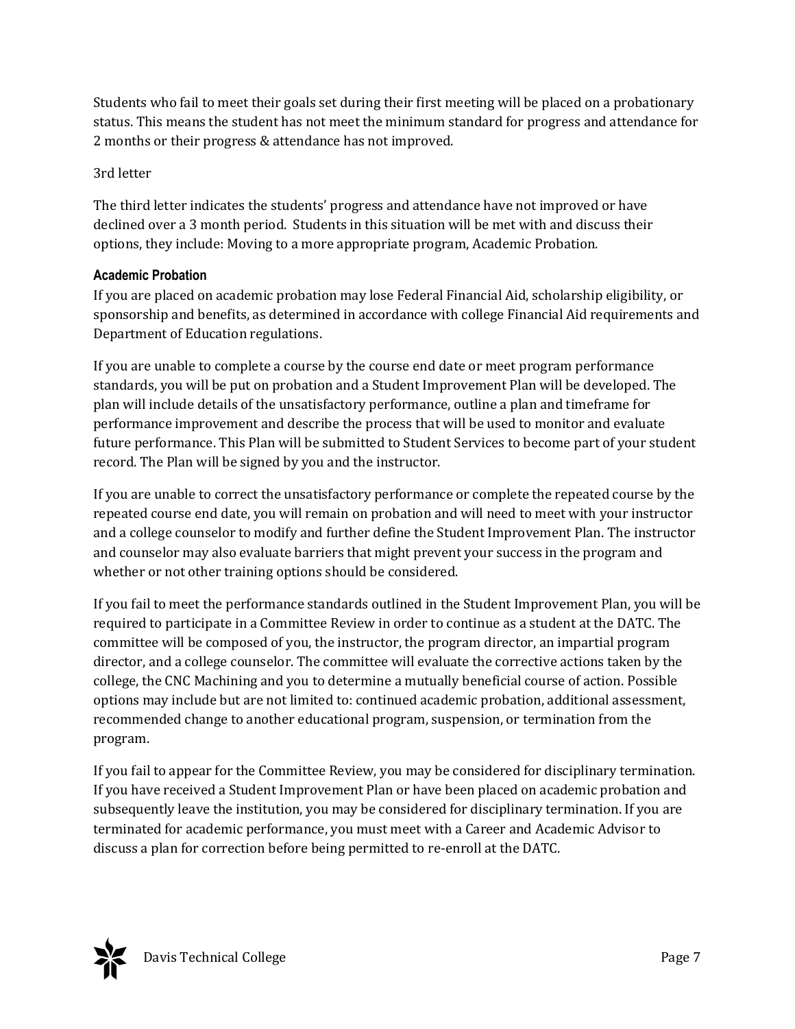Students who fail to meet their goals set during their first meeting will be placed on a probationary status. This means the student has not meet the minimum standard for progress and attendance for 2 months or their progress & attendance has not improved.

3rd letter

The third letter indicates the students' progress and attendance have not improved or have declined over a 3 month period. Students in this situation will be met with and discuss their options, they include: Moving to a more appropriate program, Academic Probation.

**Academic Probation**

If you are placed on academic probation may lose Federal Financial Aid, scholarship eligibility, or sponsorship and benefits, as determined in accordance with college Financial Aid requirements and Department of Education regulations.

If you are unable to complete a course by the course end date or meet program performance standards, you will be put on probation and a Student Improvement Plan will be developed. The plan will include details of the unsatisfactory performance, outline a plan and timeframe for performance improvement and describe the process that will be used to monitor and evaluate future performance. This Plan will be submitted to Student Services to become part of your student record. The Plan will be signed by you and the instructor.

If you are unable to correct the unsatisfactory performance or complete the repeated course by the repeated course end date, you will remain on probation and will need to meet with your instructor and a college counselor to modify and further define the Student Improvement Plan. The instructor and counselor may also evaluate barriers that might prevent your success in the program and whether or not other training options should be considered.

If you fail to meet the performance standards outlined in the Student Improvement Plan, you will be required to participate in a Committee Review in order to continue as a student at the DATC. The committee will be composed of you, the instructor, the program director, an impartial program director, and a college counselor. The committee will evaluate the corrective actions taken by the college, the CNC Machining and you to determine a mutually beneficial course of action. Possible options may include but are not limited to: continued academic probation, additional assessment, recommended change to another educational program, suspension, or termination from the program.

If you fail to appear for the Committee Review, you may be considered for disciplinary termination. If you have received a Student Improvement Plan or have been placed on academic probation and subsequently leave the institution, you may be considered for disciplinary termination. If you are terminated for academic performance, you must meet with a Career and Academic Advisor to discuss a plan for correction before being permitted to re-enroll at the DATC.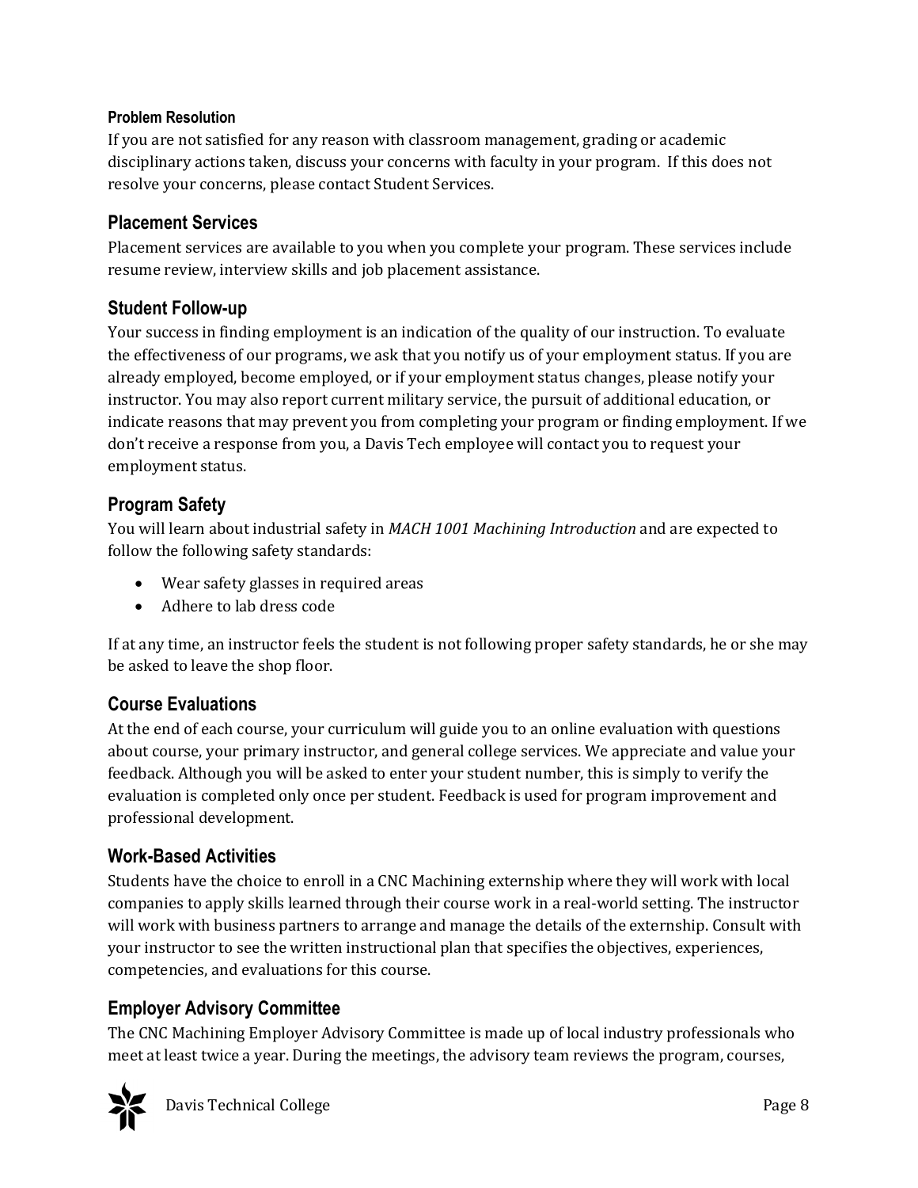#### Problem Resolution

If you are not satisfied for any reason with classroom management, grading or academic disciplinary actions taken, discuss your concerns with faculty in your program. If this does not resolve your concerns, please contact Student Services.

### Placement Services

Placement services are available to you when you complete your program. These services include resume review, interview skills and job placement assistance.

### Student Follow-up

Your success in finding employment is an indication of the quality of our instruction. To evaluate the effectiveness of our programs, we ask that you notify us of your employment status. If you are already employed, become employed, or if your employment status changes, please notify your instructor. You may also report current military service, the pursuit of additional education, or indicate reasons that may prevent you from completing your program or finding employment. If we don't receive a response from you, a Davis Tech employee will contact you to request your employment status.

### Program Safety

You will learn about industrial safety in *MACH 1001 Machining Introduction* and are expected to follow the following safety standards:

- Wear safety glasses in required areas
- Adhere to lab dress code

If at any time, an instructor feels the student is not following proper safety standards, he or she may be asked to leave the shop floor.

### Course Evaluations

At the end of each course, your curriculum will guide you to an online evaluation with questions about course, your primary instructor, and general college services. We appreciate and value your feedback. Although you will be asked to enter your student number, this is simply to verify the evaluation is completed only once per student. Feedback is used for program improvement and professional development.

### Work-Based Activities

Students have the choice to enroll in a CNC Machining externship where they will work with local companies to apply skills learned through their course work in a real-world setting. The instructor will work with business partners to arrange and manage the details of the externship. Consult with your instructor to see the written instructional plan that specifies the objectives, experiences, competencies, and evaluations for this course.

### Employer Advisory Committee

The CNC Machining Employer Advisory Committee is made up of local industry professionals who meet at least twice a year. During the meetings, the advisory team reviews the program, courses,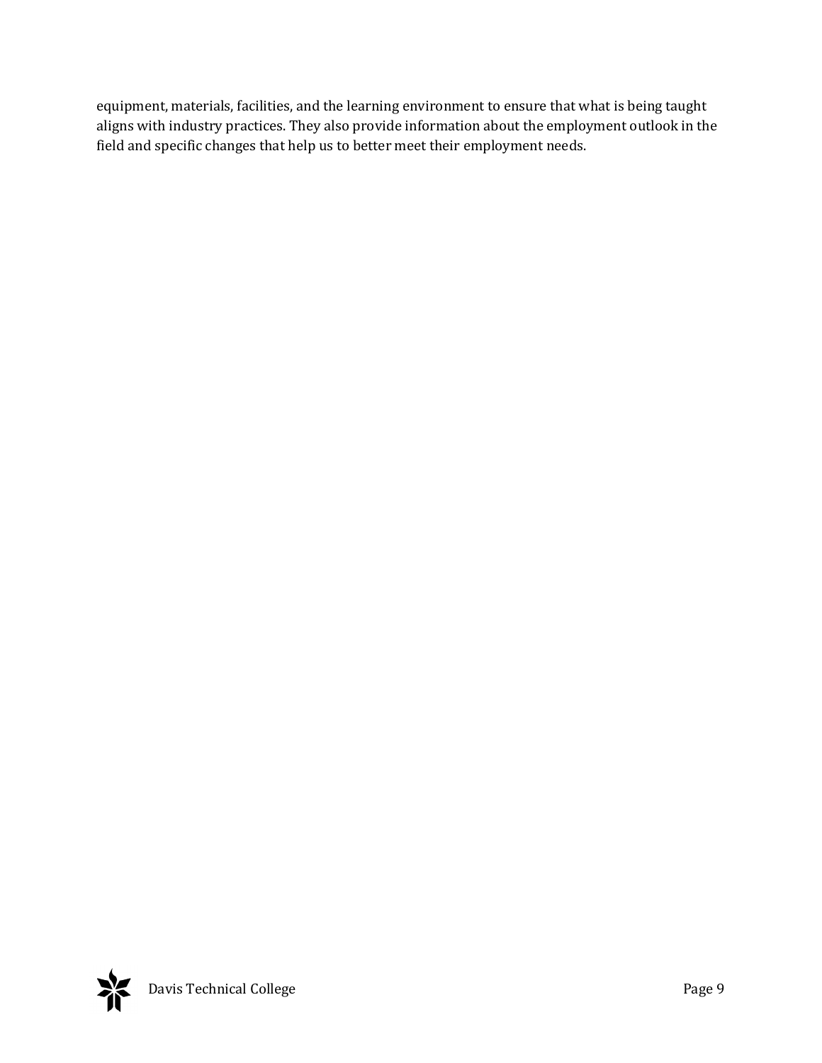equipment, materials, facilities, and the learning environment to ensure that what is being taught aligns with industry practices. They also provide information about the employment outlook in the field and specific changes that help us to better meet their employment needs.